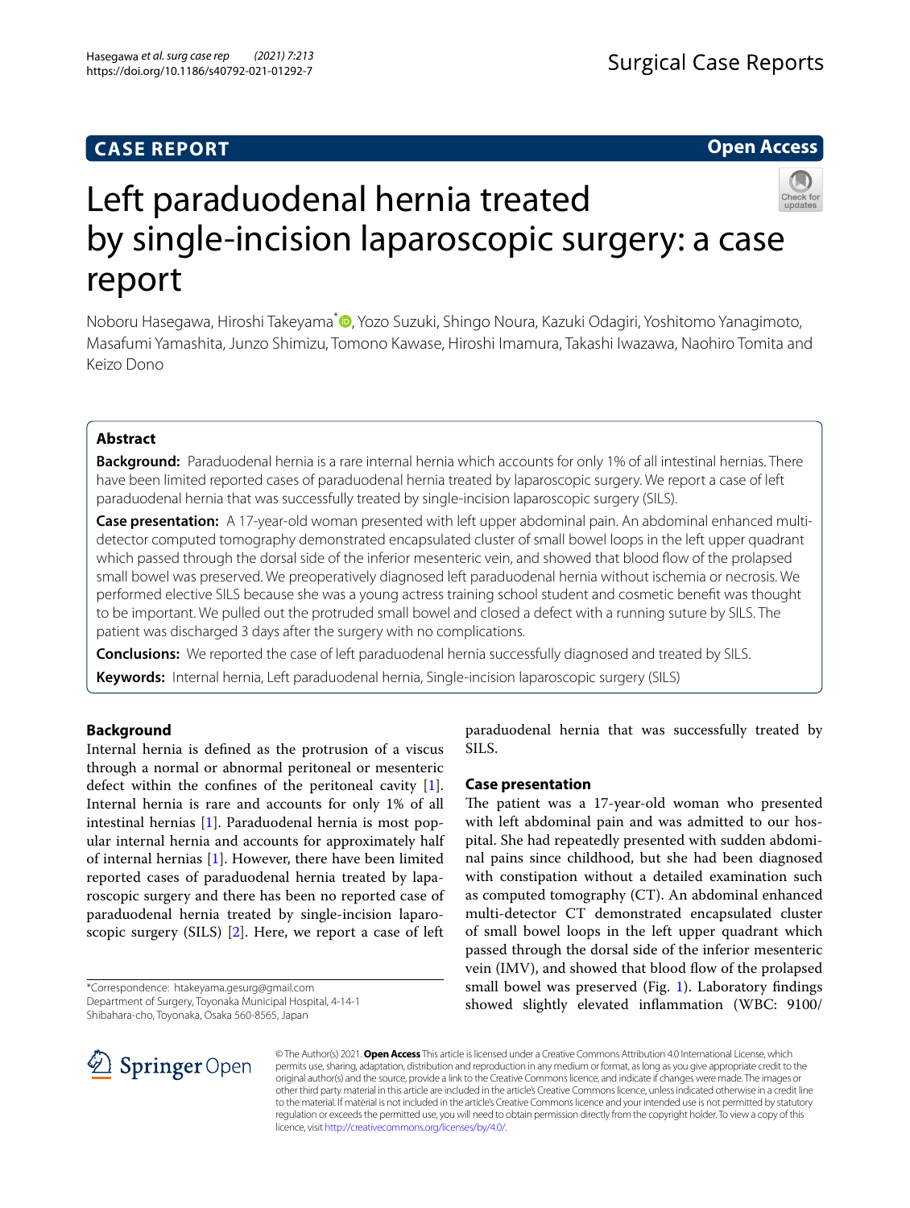CASE REPORT

Open Access

# Left paraduodenal hernia treated by single-incision laparoscopic surgery: a case report

Noboru Hasegawa, Hiroshi Takeyama*, Yozo Suzuki, Shingo Noura, Kazuki Odagiri, Yoshitomo Yanagimoto, Masafumi Yamashita, Junzo Shimizu, Tomono Kawase, Hiroshi Imamura, Takashi Iwazawa, Naohiro Tomita and Keizo Dono

## Abstract

**Background:** Paraduodenal hernia is a rare internal hernia which accounts for only 1% of all intestinal hernias. There have been limited reported cases of paraduodenal hernia treated by laparoscopic surgery. We report a case of left paraduodenal hernia that was successfully treated by single-incision laparoscopic surgery (SILS).

**Case presentation:** A 17-year-old woman presented with left upper abdominal pain. An abdominal enhanced multidetector computed tomography demonstrated encapsulated cluster of small bowel loops in the left upper quadrant which passed through the dorsal side of the inferior mesenteric vein, and showed that blood flow of the prolapsed small bowel was preserved. We preoperatively diagnosed left paraduodenal hernia without ischemia or necrosis. We performed elective SILS because she was a young actress training school student and cosmetic benefit was thought to be important. We pulled out the protruded small bowel and closed a defect with a running suture by SILS. The patient was discharged 3 days after the surgery with no complications.

**Conclusions:** We reported the case of left paraduodenal hernia successfully diagnosed and treated by SILS.

**Keywords:** Internal hernia, Left paraduodenal hernia, Single-incision laparoscopic surgery (SILS)

## Background

Internal hernia is defined as the protrusion of a viscus through a normal or abnormal peritoneal or mesenteric defect within the confines of the peritoneal cavity [1]. Internal hernia is rare and accounts for only 1% of all intestinal hernias [1]. Paraduodenal hernia is most popular internal hernia and accounts for approximately half of internal hernias [1]. However, there have been limited reported cases of paraduodenal hernia treated by laparoscopic surgery and there has been no reported case of paraduodenal hernia treated by single-incision laparoscopic surgery (SILS) [2]. Here, we report a case of left paraduodenal hernia that was successfully treated by SILS.

## Case presentation

The patient was a 17-year-old woman who presented with left abdominal pain and was admitted to our hospital. She had repeatedly presented with sudden abdominal pains since childhood, but she had been diagnosed with constipation without a detailed examination such as computed tomography (CT). An abdominal enhanced multi-detector CT demonstrated encapsulated cluster of small bowel loops in the left upper quadrant which passed through the dorsal side of the inferior mesenteric vein (IMV), and showed that blood flow of the prolapsed small bowel was preserved (Fig. 1). Laboratory findings showed slightly elevated inflammation (WBC: 9100/

*Correspondence: htakeyama.gesurg@gmail.com
Department of Surgery, Toyonaka Municipal Hospital, 4-14-1 Shibahara-cho, Toyonaka, Osaka 560-8565, Japan

© The Author(s) 2021. **Open Access** This article is licensed under a Creative Commons Attribution 4.0 International License, which permits use, sharing, adaptation, distribution and reproduction in any medium or format, as long as you give appropriate credit to the original author(s) and the source, provide a link to the Creative Commons licence, and indicate if changes were made. The images or other third party material in this article are included in the article's Creative Commons licence, unless indicated otherwise in a credit line to the material. If material is not included in the article's Creative Commons licence and your intended use is not permitted by statutory regulation or exceeds the permitted use, you will need to obtain permission directly from the copyright holder. To view a copy of this licence, visit http://creativecommons.org/licenses/by/4.0/.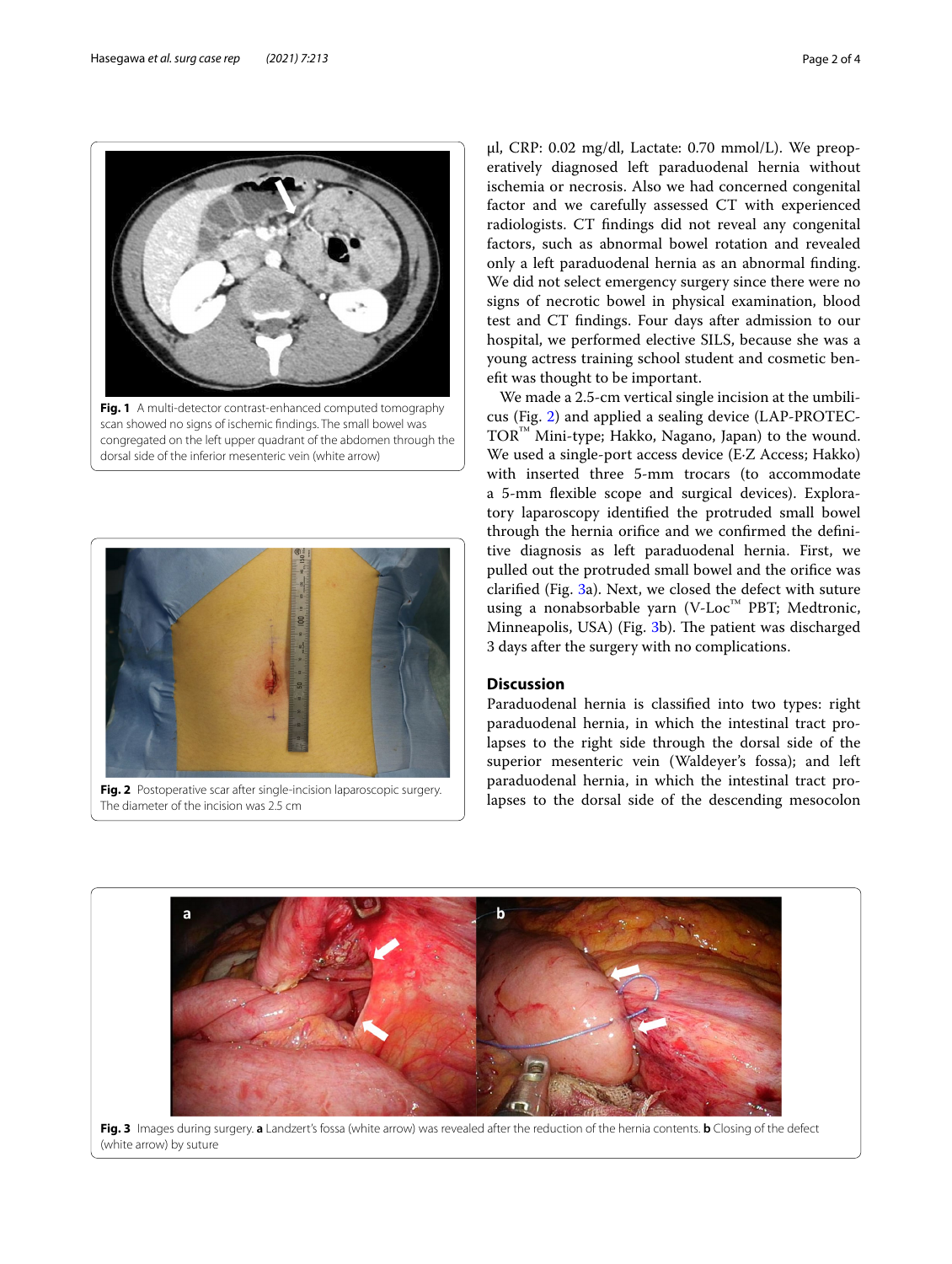**Fig. 1** A multi-detector contrast-enhanced computed tomography scan showed no signs of ischemic findings. The small bowel was congregated on the left upper quadrant of the abdomen through the dorsal side of the inferior mesenteric vein (white arrow)

**Fig. 2** Postoperative scar after single-incision laparoscopic surgery. The diameter of the incision was 2.5 cm

µl, CRP: 0.02 mg/dl, Lactate: 0.70 mmol/L). We preoperatively diagnosed left paraduodenal hernia without ischemia or necrosis. Also we had concerned congenital factor and we carefully assessed CT with experienced radiologists. CT findings did not reveal any congenital factors, such as abnormal bowel rotation and revealed only a left paraduodenal hernia as an abnormal finding. We did not select emergency surgery since there were no signs of necrotic bowel in physical examination, blood test and CT findings. Four days after admission to our hospital, we performed elective SILS, because she was a young actress training school student and cosmetic benefit was thought to be important.

We made a 2.5-cm vertical single incision at the umbilicus (Fig. 2) and applied a sealing device (LAP-PROTECTOR™ Mini-type; Hakko, Nagano, Japan) to the wound. We used a single-port access device (E·Z Access; Hakko) with inserted three 5-mm trocars (to accommodate a 5-mm flexible scope and surgical devices). Exploratory laparoscopy identified the protruded small bowel through the hernia orifice and we confirmed the definitive diagnosis as left paraduodenal hernia. First, we pulled out the protruded small bowel and the orifice was clarified (Fig. 3a). Next, we closed the defect with suture using a nonabsorbable yarn (V-Loc™ PBT; Medtronic, Minneapolis, USA) (Fig. 3b). The patient was discharged 3 days after the surgery with no complications.

## Discussion

Paraduodenal hernia is classified into two types: right paraduodenal hernia, in which the intestinal tract prolapses to the right side through the dorsal side of the superior mesenteric vein (Waldeyer's fossa); and left paraduodenal hernia, in which the intestinal tract prolapses to the dorsal side of the descending mesocolon

**Fig. 3** Images during surgery. **a** Landzert's fossa (white arrow) was revealed after the reduction of the hernia contents. **b** Closing of the defect (white arrow) by suture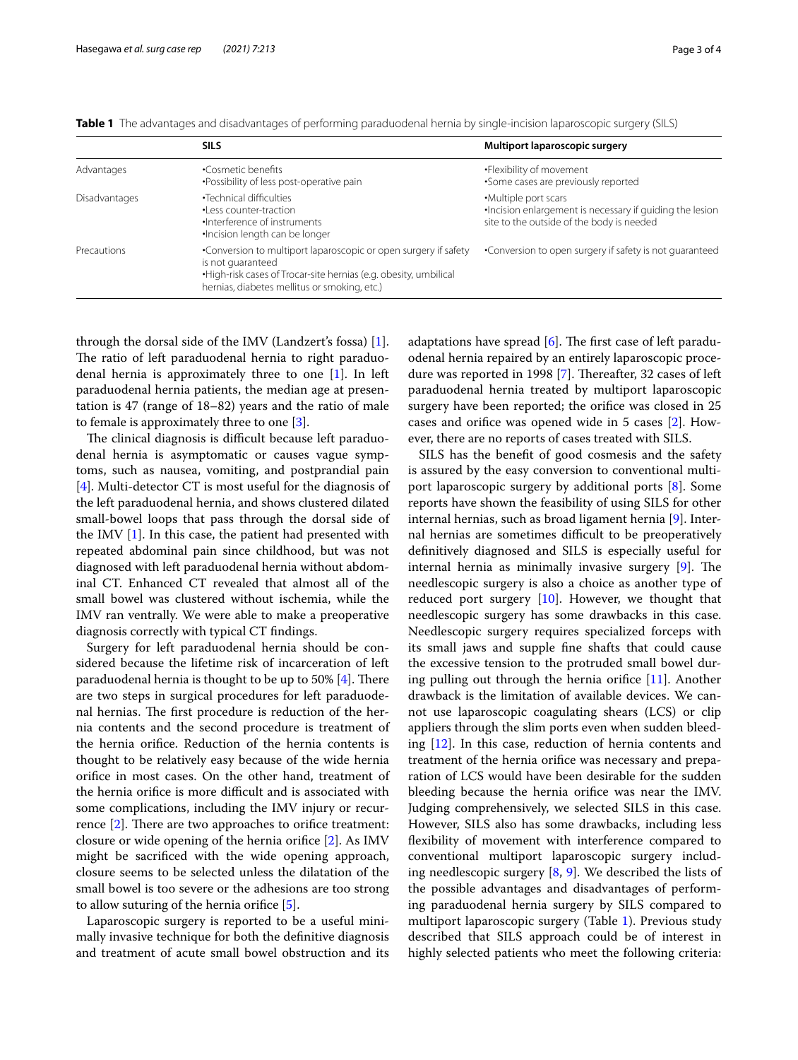**Table 1** The advantages and disadvantages of performing paraduodenal hernia by single-incision laparoscopic surgery (SILS)

| | SILS | Multiport laparoscopic surgery |
|---|---|---|
| Advantages | •Cosmetic benefits<br>•Possibility of less post-operative pain | •Flexibility of movement<br>•Some cases are previously reported |
| Disadvantages | •Technical difficulties<br>•Less counter-traction<br>•Interference of instruments<br>•Incision length can be longer | •Multiple port scars<br>•Incision enlargement is necessary if guiding the lesion site to the outside of the body is needed |
| Precautions | •Conversion to multiport laparoscopic or open surgery if safety is not guaranteed<br>•High-risk cases of Trocar-site hernias (e.g. obesity, umbilical hernias, diabetes mellitus or smoking, etc.) | •Conversion to open surgery if safety is not guaranteed |

through the dorsal side of the IMV (Landzert's fossa) [1]. The ratio of left paraduodenal hernia to right paraduodenal hernia is approximately three to one [1]. In left paraduodenal hernia patients, the median age at presentation is 47 (range of 18–82) years and the ratio of male to female is approximately three to one [3].

The clinical diagnosis is difficult because left paraduodenal hernia is asymptomatic or causes vague symptoms, such as nausea, vomiting, and postprandial pain [4]. Multi-detector CT is most useful for the diagnosis of the left paraduodenal hernia, and shows clustered dilated small-bowel loops that pass through the dorsal side of the IMV [1]. In this case, the patient had presented with repeated abdominal pain since childhood, but was not diagnosed with left paraduodenal hernia without abdominal CT. Enhanced CT revealed that almost all of the small bowel was clustered without ischemia, while the IMV ran ventrally. We were able to make a preoperative diagnosis correctly with typical CT findings.

Surgery for left paraduodenal hernia should be considered because the lifetime risk of incarceration of left paraduodenal hernia is thought to be up to 50% [4]. There are two steps in surgical procedures for left paraduodenal hernias. The first procedure is reduction of the hernia contents and the second procedure is treatment of the hernia orifice. Reduction of the hernia contents is thought to be relatively easy because of the wide hernia orifice in most cases. On the other hand, treatment of the hernia orifice is more difficult and is associated with some complications, including the IMV injury or recurrence [2]. There are two approaches to orifice treatment: closure or wide opening of the hernia orifice [2]. As IMV might be sacrificed with the wide opening approach, closure seems to be selected unless the dilatation of the small bowel is too severe or the adhesions are too strong to allow suturing of the hernia orifice [5].

Laparoscopic surgery is reported to be a useful minimally invasive technique for both the definitive diagnosis and treatment of acute small bowel obstruction and its adaptations have spread [6]. The first case of left paraduodenal hernia repaired by an entirely laparoscopic procedure was reported in 1998 [7]. Thereafter, 32 cases of left paraduodenal hernia treated by multiport laparoscopic surgery have been reported; the orifice was closed in 25 cases and orifice was opened wide in 5 cases [2]. However, there are no reports of cases treated with SILS.

SILS has the benefit of good cosmesis and the safety is assured by the easy conversion to conventional multiport laparoscopic surgery by additional ports [8]. Some reports have shown the feasibility of using SILS for other internal hernias, such as broad ligament hernia [9]. Internal hernias are sometimes difficult to be preoperatively definitively diagnosed and SILS is especially useful for internal hernia as minimally invasive surgery [9]. The needlescopic surgery is also a choice as another type of reduced port surgery [10]. However, we thought that needlescopic surgery has some drawbacks in this case. Needlescopic surgery requires specialized forceps with its small jaws and supple fine shafts that could cause the excessive tension to the protruded small bowel during pulling out through the hernia orifice [11]. Another drawback is the limitation of available devices. We cannot use laparoscopic coagulating shears (LCS) or clip appliers through the slim ports even when sudden bleeding [12]. In this case, reduction of hernia contents and treatment of the hernia orifice was necessary and preparation of LCS would have been desirable for the sudden bleeding because the hernia orifice was near the IMV. Judging comprehensively, we selected SILS in this case. However, SILS also has some drawbacks, including less flexibility of movement with interference compared to conventional multiport laparoscopic surgery including needlescopic surgery [8, 9]. We described the lists of the possible advantages and disadvantages of performing paraduodenal hernia surgery by SILS compared to multiport laparoscopic surgery (Table 1). Previous study described that SILS approach could be of interest in highly selected patients who meet the following criteria: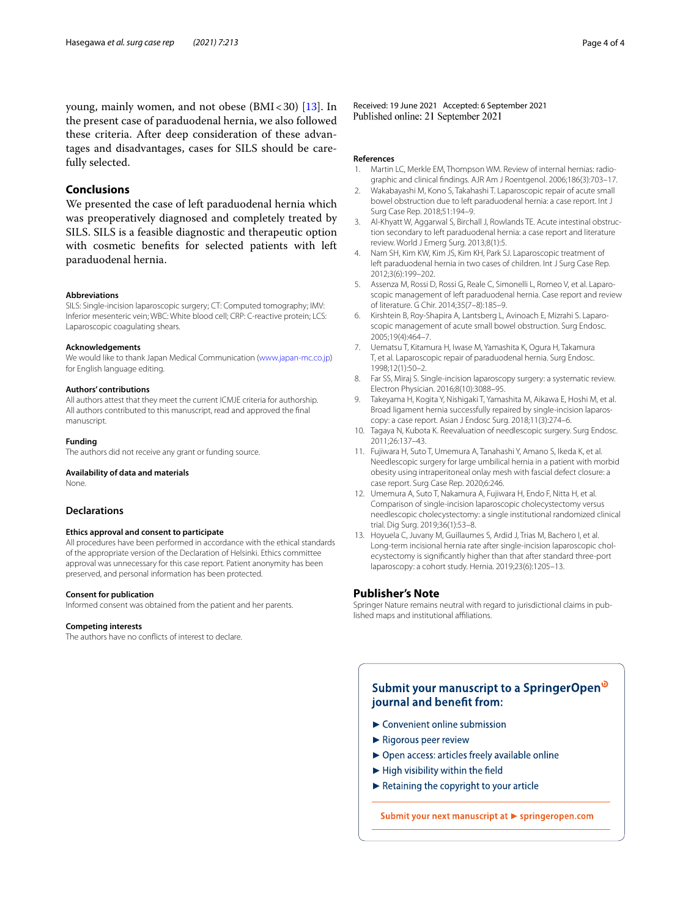young, mainly women, and not obese (BMI < 30) [13]. In the present case of paraduodenal hernia, we also followed these criteria. After deep consideration of these advantages and disadvantages, cases for SILS should be carefully selected.

## Conclusions

We presented the case of left paraduodenal hernia which was preoperatively diagnosed and completely treated by SILS. SILS is a feasible diagnostic and therapeutic option with cosmetic benefits for selected patients with left paraduodenal hernia.

### Abbreviations

SILS: Single-incision laparoscopic surgery; CT: Computed tomography; IMV: Inferior mesenteric vein; WBC: White blood cell; CRP: C-reactive protein; LCS: Laparoscopic coagulating shears.

### Acknowledgements

We would like to thank Japan Medical Communication (www.japan-mc.co.jp) for English language editing.

### Authors' contributions

All authors attest that they meet the current ICMJE criteria for authorship. All authors contributed to this manuscript, read and approved the final manuscript.

### Funding

The authors did not receive any grant or funding source.

### Availability of data and materials

None.

## Declarations

### Ethics approval and consent to participate

All procedures have been performed in accordance with the ethical standards of the appropriate version of the Declaration of Helsinki. Ethics committee approval was unnecessary for this case report. Patient anonymity has been preserved, and personal information has been protected.

### Consent for publication

Informed consent was obtained from the patient and her parents.

### Competing interests

The authors have no conflicts of interest to declare.

Received: 19 June 2021 Accepted: 6 September 2021
Published online: 21 September 2021

### References

1. Martin LC, Merkle EM, Thompson WM. Review of internal hernias: radiographic and clinical findings. AJR Am J Roentgenol. 2006;186(3):703–17.
2. Wakabayashi M, Kono S, Takahashi T. Laparoscopic repair of acute small bowel obstruction due to left paraduodenal hernia: a case report. Int J Surg Case Rep. 2018;51:194–9.
3. Al-Khyatt W, Aggarwal S, Birchall J, Rowlands TE. Acute intestinal obstruction secondary to left paraduodenal hernia: a case report and literature review. World J Emerg Surg. 2013;8(1):5.
4. Nam SH, Kim KW, Kim JS, Kim KH, Park SJ. Laparoscopic treatment of left paraduodenal hernia in two cases of children. Int J Surg Case Rep. 2012;3(6):199–202.
5. Assenza M, Rossi D, Rossi G, Reale C, Simonelli L, Romeo V, et al. Laparoscopic management of left paraduodenal hernia. Case report and review of literature. G Chir. 2014;35(7–8):185–9.
6. Kirshtein B, Roy-Shapira A, Lantsberg L, Avinoach E, Mizrahi S. Laparoscopic management of acute small bowel obstruction. Surg Endosc. 2005;19(4):464–7.
7. Uematsu T, Kitamura H, Iwase M, Yamashita M, Ogura H, Takamura T, et al. Laparoscopic repair of paraduodenal hernia. Surg Endosc. 1998;12(1):50–2.
8. Far SS, Miraj S. Single-incision laparoscopy surgery: a systematic review. Electron Physician. 2016;8(10):3088–95.
9. Takeyama H, Kogita Y, Nishigaki T, Yamashita M, Aikawa E, Hoshi M, et al. Broad ligament hernia successfully repaired by single-incision laparoscopy: a case report. Asian J Endosc Surg. 2018;11(3):274–6.
10. Tagaya N, Kubota K. Reevaluation of needlescopic surgery. Surg Endosc. 2011;26:137–43.
11. Fujiwara H, Suto T, Umemura A, Tanahashi Y, Amano S, Ikeda K, et al. Needlescopic surgery for large umbilical hernia in a patient with morbid obesity using intraperitoneal onlay mesh with fascial defect closure: a case report. Surg Case Rep. 2020;6:246.
12. Umemura A, Suto T, Nakamura A, Fujiwara H, Endo F, Nitta H, et al. Comparison of single-incision laparoscopic cholecystectomy versus needlescopic cholecystectomy: a single institutional randomized clinical trial. Dig Surg. 2019;36(1):53–8.
13. Hoyuela C, Juvany M, Guillaumes S, Ardid J, Trias M, Bachero I, et al. Long-term incisional hernia rate after single-incision laparoscopic cholecystectomy is significantly higher than that after standard three-port laparoscopy: a cohort study. Hernia. 2019;23(6):1205–13.

## Publisher's Note

Springer Nature remains neutral with regard to jurisdictional claims in published maps and institutional affiliations.

**Submit your manuscript to a SpringerOpen journal and benefit from:**

- ► Convenient online submission
- ► Rigorous peer review
- ► Open access: articles freely available online
- ► High visibility within the field
- ► Retaining the copyright to your article

**Submit your next manuscript at ► springeropen.com**